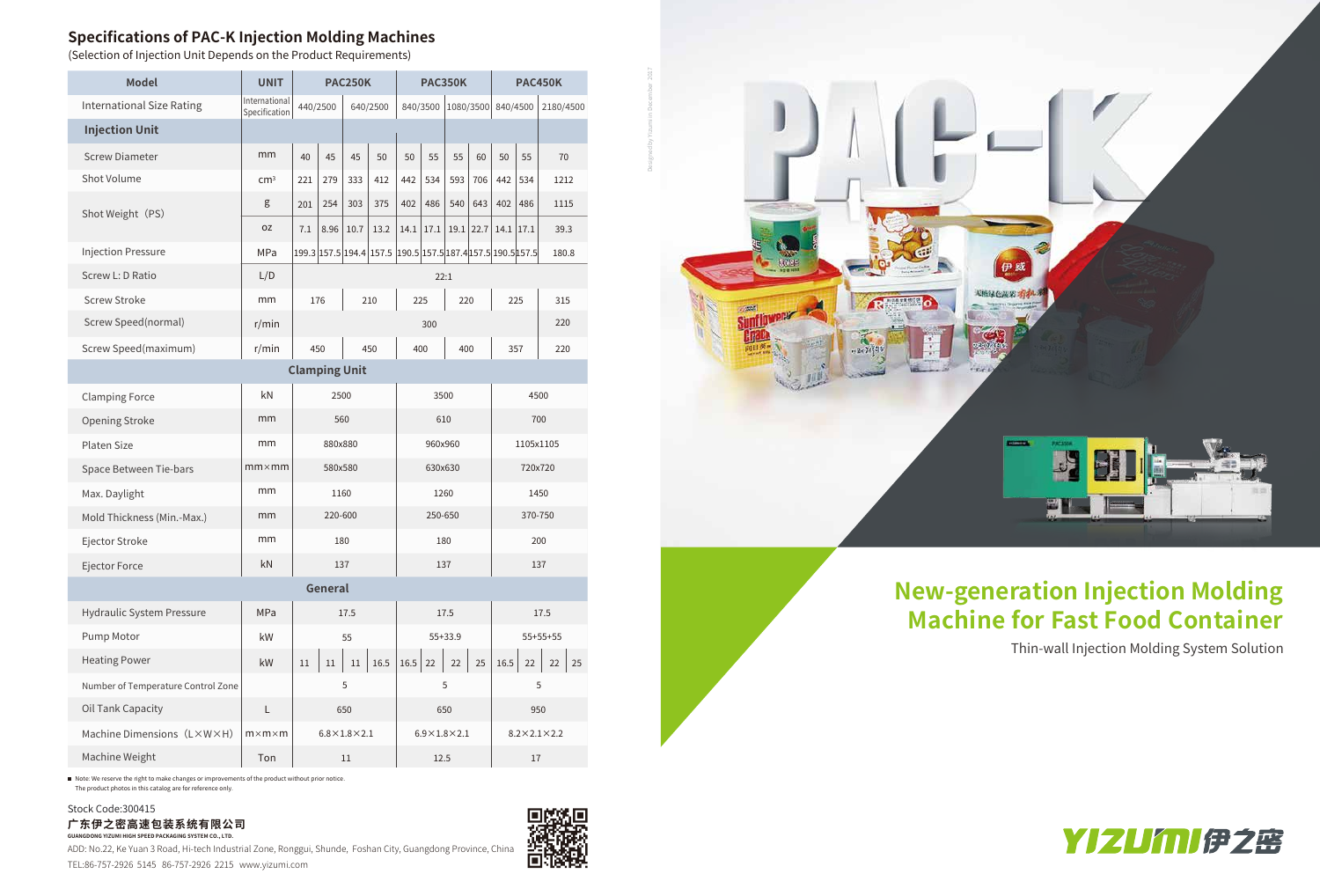## Specifications of PAC-K Injection Molding Machines

(Selection of Injection Unit Depends on the Product Requirements)

| Model | UNIT | PAC250K | | | | PAC350K | | | | PAC450K | | |
|---|---|---|---|---|---|---|---|---|---|---|---|---|
| International Size Rating | International Specification | 840/2500 | | 640/2500 | | 840/3500 | | 1080/3500 | | 840/4500 | | 2180/4500 |
| **Injection Unit** | | | | | | | | | | | | |
| Screw Diameter | mm | 40 | 45 | 45 | 50 | 50 | 55 | 55 | 60 | 50 | 55 | 70 |
| Shot Volume | cm³ | 221 | 279 | 333 | 412 | 442 | 534 | 593 | 706 | 442 | 534 | 1212 |
| Shot Weight (PS) | g | 201 | 254 | 303 | 375 | 402 | 486 | 540 | 643 | 402 | 486 | 1115 |
| | oz | 7.1 | 8.96 | 10.7 | 13.2 | 14.1 | 17.1 | 19.1 | 22.7 | 14.1 | 17.1 | 39.3 |
| Injection Pressure | MPa | 199.3 | 157.5 | 194.4 | 157.5 | 190.5 | 157.5 | 187.4 | 157.5 | 190.5 | 157.5 | 180.8 |
| Screw L: D Ratio | L/D | 22:1 | | | | | | | | | | |
| Screw Stroke | mm | 176 | | 210 | | 225 | | 220 | | 225 | | 315 |
| Screw Speed(normal) | r/min | 300 | | | | | | | | | | 220 |
| Screw Speed(maximum) | r/min | 450 | | 450 | | 400 | | 400 | | 357 | | 220 |
| **Clamping Unit** | | | | | | | | | | | | |
| Clamping Force | kN | 2500 | | | | 3500 | | | | 4500 | | |
| Opening Stroke | mm | 560 | | | | 610 | | | | 700 | | |
| Platen Size | mm | 880x880 | | | | 960x960 | | | | 1105x1105 | | |
| Space Between Tie-bars | mm×mm | 580x580 | | | | 630x630 | | | | 720x720 | | |
| Max. Daylight | mm | 1160 | | | | 1260 | | | | 1450 | | |
| Mold Thickness (Min.-Max.) | mm | 220-600 | | | | 250-650 | | | | 370-750 | | |
| Ejector Stroke | mm | 180 | | | | 180 | | | | 200 | | |
| Ejector Force | kN | 137 | | | | 137 | | | | 137 | | |
| **General** | | | | | | | | | | | | |
| Hydraulic System Pressure | MPa | 17.5 | | | | 17.5 | | | | 17.5 | | |
| Pump Motor | kW | 55 | | | | 55+33.9 | | | | 55+55+55 | | |
| Heating Power | kW | 11 | 11 | 11 | 16.5 | 16.5 | 22 | 22 | 25 | 16.5 | 22 | 22 / 25 |
| Number of Temperature Control Zone | | 5 | | | | 5 | | | | 5 | | |
| Oil Tank Capacity | L | 650 | | | | 650 | | | | 950 | | |
| Machine Dimensions (L×W×H) | m×m×m | 6.8×1.8×2.1 | | | | 6.9×1.8×2.1 | | | | 8.2×2.1×2.2 | | |
| Machine Weight | Ton | 11 | | | | 12.5 | | | | 17 | | |

■ Note: We reserve the right to make changes or improvements of the product without prior notice.
The product photos in this catalog are for reference only.

Stock Code:300415

**广东伊之密高速包装系统有限公司**

GUANGDONG YIZUMI HIGH SPEED PACKAGING SYSTEM CO., LTD.

ADD: No.22, Ke Yuan 3 Road, Hi-tech Industrial Zone, Ronggui, Shunde, Foshan City, Guangdong Province, China

TEL:86-757-2926 5145 86-757-2926 2215 www.yizumi.com

# PAC-K

## New-generation Injection Molding Machine for Fast Food Container

Thin-wall Injection Molding System Solution

YIZUMI 伊之密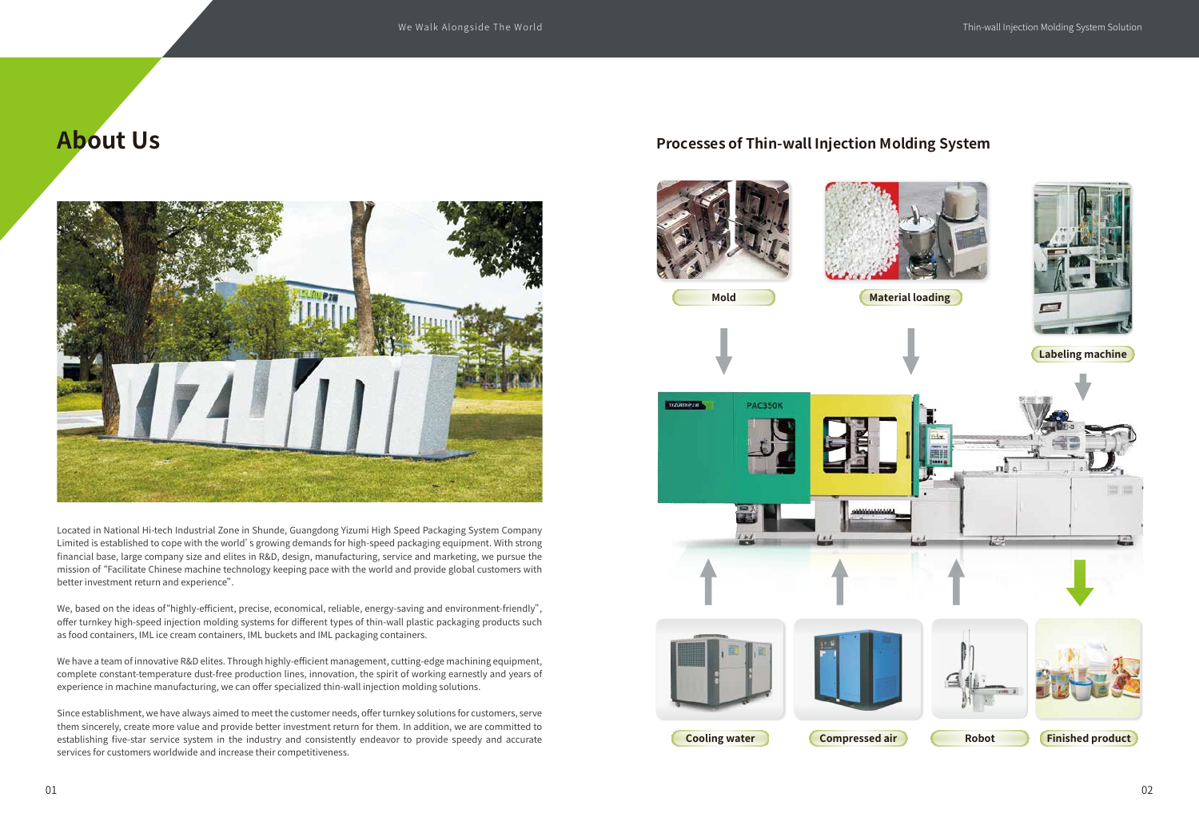# About Us

Located in National Hi-tech Industrial Zone in Shunde, Guangdong Yizumi High Speed Packaging System Company Limited is established to cope with the world' s growing demands for high-speed packaging equipment. With strong financial base, large company size and elites in R&D, design, manufacturing, service and marketing, we pursue the mission of "Facilitate Chinese machine technology keeping pace with the world and provide global customers with better investment return and experience".

We, based on the ideas of "highly-efficient, precise, economical, reliable, energy-saving and environment-friendly", offer turnkey high-speed injection molding systems for different types of thin-wall plastic packaging products such as food containers, IML ice cream containers, IML buckets and IML packaging containers.

We have a team of innovative R&D elites. Through highly-efficient management, cutting-edge machining equipment, complete constant-temperature dust-free production lines, innovation, the spirit of working earnestly and years of experience in machine manufacturing, we can offer specialized thin-wall injection molding solutions.

Since establishment, we have always aimed to meet the customer needs, offer turnkey solutions for customers, serve them sincerely, create more value and provide better investment return for them. In addition, we are committed to establishing five-star service system in the industry and consistently endeavor to provide speedy and accurate services for customers worldwide and increase their competitiveness.

## Processes of Thin-wall Injection Molding System

Mold

Material loading

Labeling machine

Cooling water

Compressed air

Robot

Finished product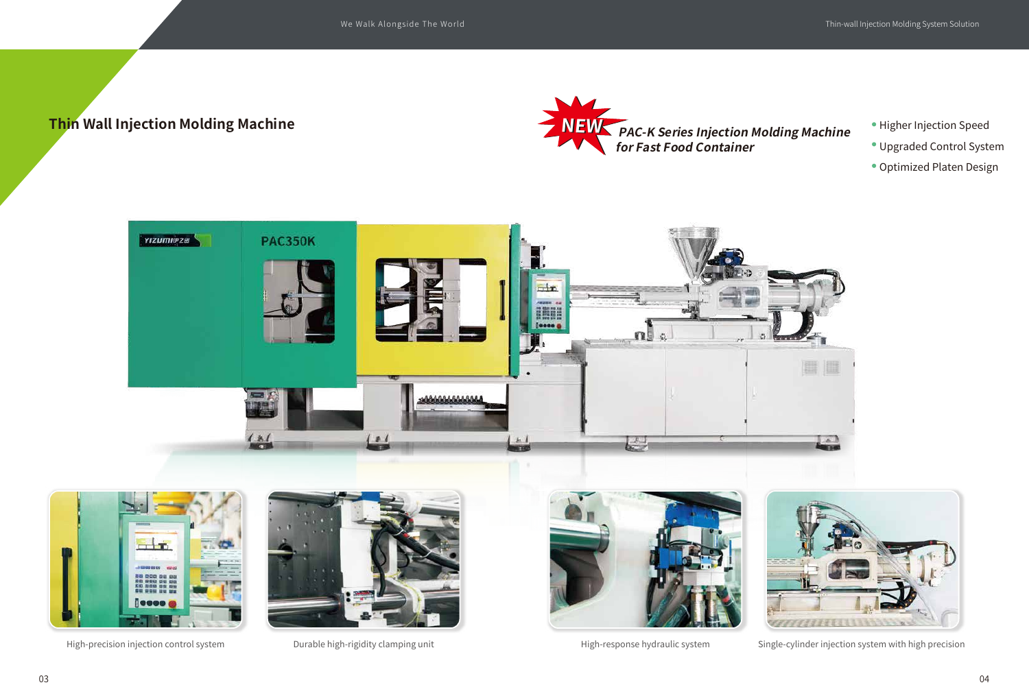## Thin Wall Injection Molding Machine

**NEW** ***PAC-K Series Injection Molding Machine for Fast Food Container***

- Higher Injection Speed
- Upgraded Control System
- Optimized Platen Design

High-precision injection control system

Durable high-rigidity clamping unit

High-response hydraulic system

Single-cylinder injection system with high precision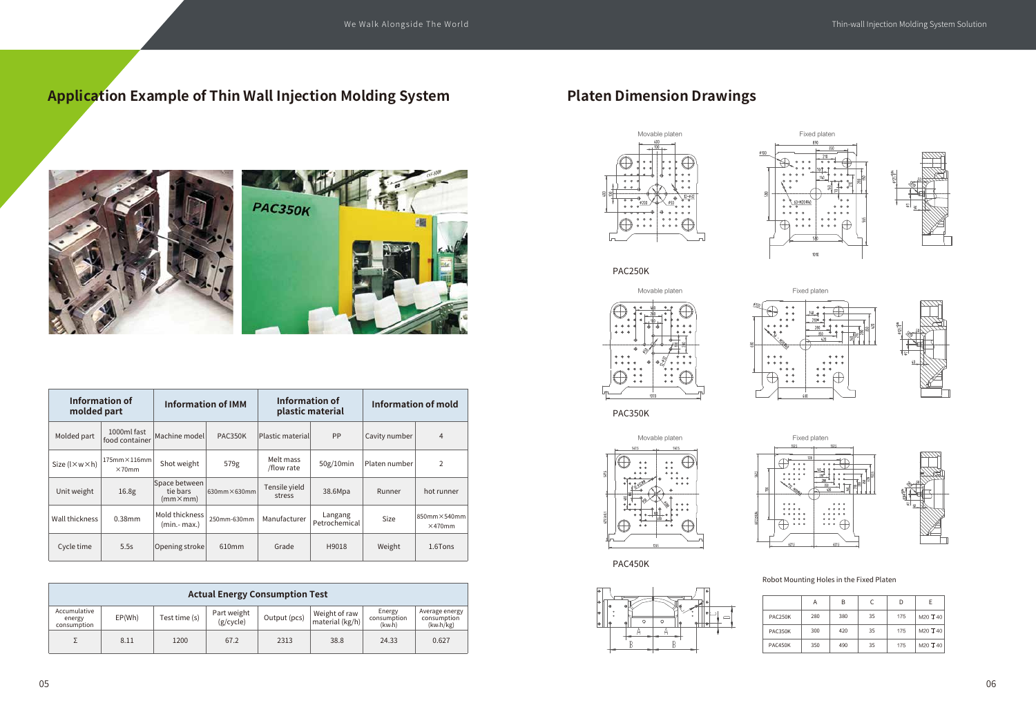## Application Example of Thin Wall Injection Molding System

| Information of molded part | | Information of IMM | | Information of plastic material | | Information of mold | |
|---|---|---|---|---|---|---|---|
| Molded part | 1000ml fast food container | Machine model | PAC350K | Plastic material | PP | Cavity number | 4 |
| Size (l×w×h) | 175mm×116mm ×70mm | Shot weight | 579g | Melt mass /flow rate | 50g/10min | Platen number | 2 |
| Unit weight | 16.8g | Space between tie bars (mm×mm) | 630mm×630mm | Tensile yield stress | 38.6Mpa | Runner | hot runner |
| Wall thickness | 0.38mm | Mold thickness (min.- max.) | 250mm-630mm | Manufacturer | Langang Petrochemical | Size | 850mm×540mm ×470mm |
| Cycle time | 5.5s | Opening stroke | 610mm | Grade | H9018 | Weight | 1.6Tons |

| Actual Energy Consumption Test | | | | | | | |
|---|---|---|---|---|---|---|---|
| Accumulative energy consumption | EP(Wh) | Test time (s) | Part weight (g/cycle) | Output (pcs) | Weight of raw material (kg/h) | Energy consumption (kw-h) | Average energy consumption (kw-h/kg) |
| Σ | 8.11 | 1200 | 67.2 | 2313 | 38.8 | 24.33 | 0.627 |

## Platen Dimension Drawings

Movable platen

Fixed platen

PAC250K

Movable platen

Fixed platen

PAC350K

Movable platen

Fixed platen

PAC450K

Robot Mounting Holes in the Fixed Platen

| | A | B | C | D | E |
|---|---|---|---|---|---|
| PAC250K | 280 | 380 | 35 | 175 | M20 ⟂40 |
| PAC350K | 300 | 420 | 35 | 175 | M20 ⟂40 |
| PAC450K | 350 | 490 | 35 | 175 | M20 ⟂40 |